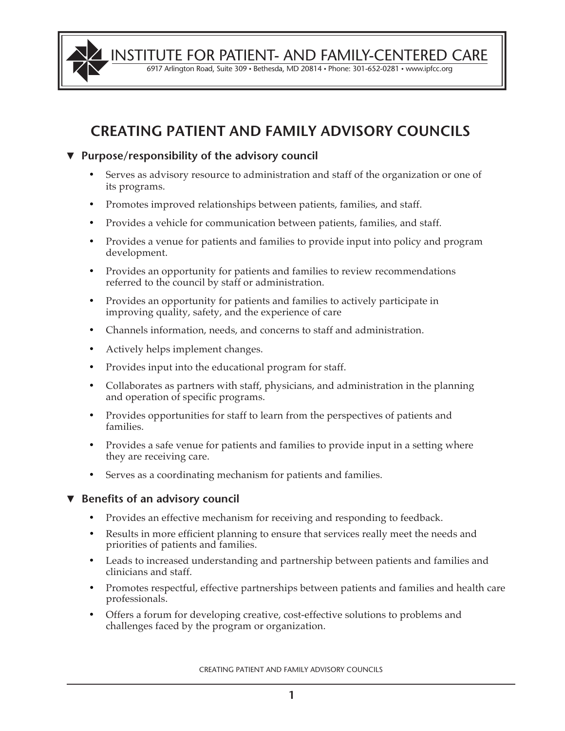INSTITUTE FOR PATIENT- AND FAMILY-CENTERED CARE

6917 Arlington Road, Suite 309 • Bethesda, MD 20814 • Phone: 301-652-0281 • www.ipfcc.org

# CREATING PATIENT AND FAMILY ADVISORY COUNCILS

## ▼ Purpose/responsibility of the advisory council

- Serves as advisory resource to administration and staff of the organization or one of its programs.
- Promotes improved relationships between patients, families, and staff.
- Provides a vehicle for communication between patients, families, and staff.
- Provides a venue for patients and families to provide input into policy and program development.
- Provides an opportunity for patients and families to review recommendations referred to the council by staff or administration.
- Provides an opportunity for patients and families to actively participate in improving quality, safety, and the experience of care
- Channels information, needs, and concerns to staff and administration.
- Actively helps implement changes.
- Provides input into the educational program for staff.
- Collaborates as partners with staff, physicians, and administration in the planning and operation of specific programs.
- Provides opportunities for staff to learn from the perspectives of patients and families.
- Provides a safe venue for patients and families to provide input in a setting where they are receiving care.
- Serves as a coordinating mechanism for patients and families.

## ▼ Benefits of an advisory council

- Provides an effective mechanism for receiving and responding to feedback.
- Results in more efficient planning to ensure that services really meet the needs and priorities of patients and families.
- Leads to increased understanding and partnership between patients and families and clinicians and staff.
- Promotes respectful, effective partnerships between patients and families and health care professionals.
- Offers a forum for developing creative, cost-effective solutions to problems and challenges faced by the program or organization.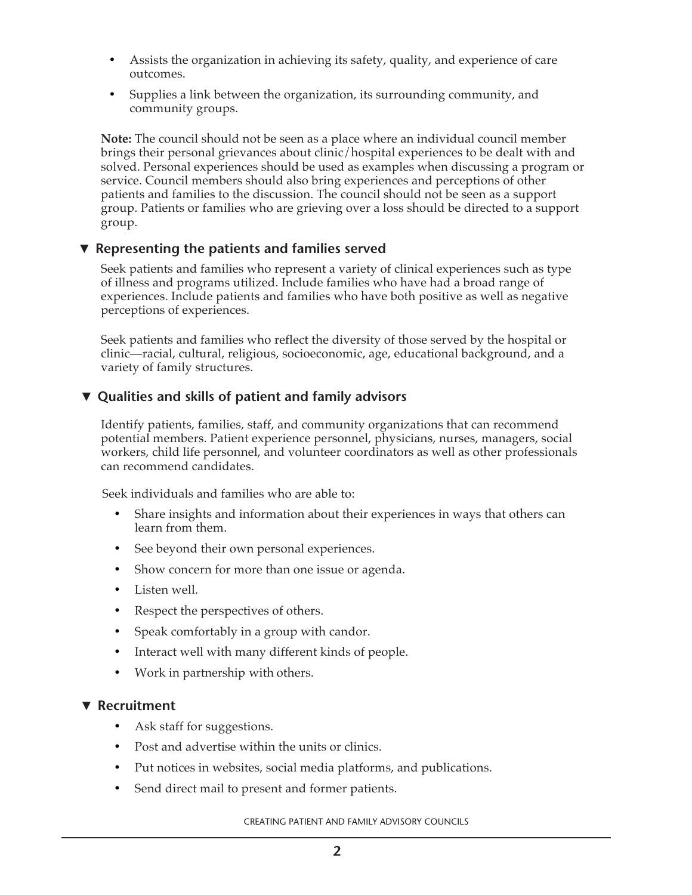- Assists the organization in achieving its safety, quality, and experience of care outcomes.
- Supplies a link between the organization, its surrounding community, and community groups.

**Note:** The council should not be seen as a place where an individual council member brings their personal grievances about clinic/hospital experiences to be dealt with and solved. Personal experiences should be used as examples when discussing a program or service. Council members should also bring experiences and perceptions of other patients and families to the discussion. The council should not be seen as a support group. Patients or families who are grieving over a loss should be directed to a support group.

## ▼ Representing the patients and families served

Seek patients and families who represent a variety of clinical experiences such as type of illness and programs utilized. Include families who have had a broad range of experiences. Include patients and families who have both positive as well as negative perceptions of experiences.

Seek patients and families who reflect the diversity of those served by the hospital or clinic—racial, cultural, religious, socioeconomic, age, educational background, and a variety of family structures.

## ▼ Qualities and skills of patient and family advisors

Identify patients, families, staff, and community organizations that can recommend potential members. Patient experience personnel, physicians, nurses, managers, social workers, child life personnel, and volunteer coordinators as well as other professionals can recommend candidates.

Seek individuals and families who are able to:

- Share insights and information about their experiences in ways that others can learn from them.
- See beyond their own personal experiences.
- Show concern for more than one issue or agenda.
- Listen well.
- Respect the perspectives of others.
- Speak comfortably in a group with candor.
- Interact well with many different kinds of people.
- Work in partnership with others.

## ▼ Recruitment

- Ask staff for suggestions.
- Post and advertise within the units or clinics.
- Put notices in websites, social media platforms, and publications.
- Send direct mail to present and former patients.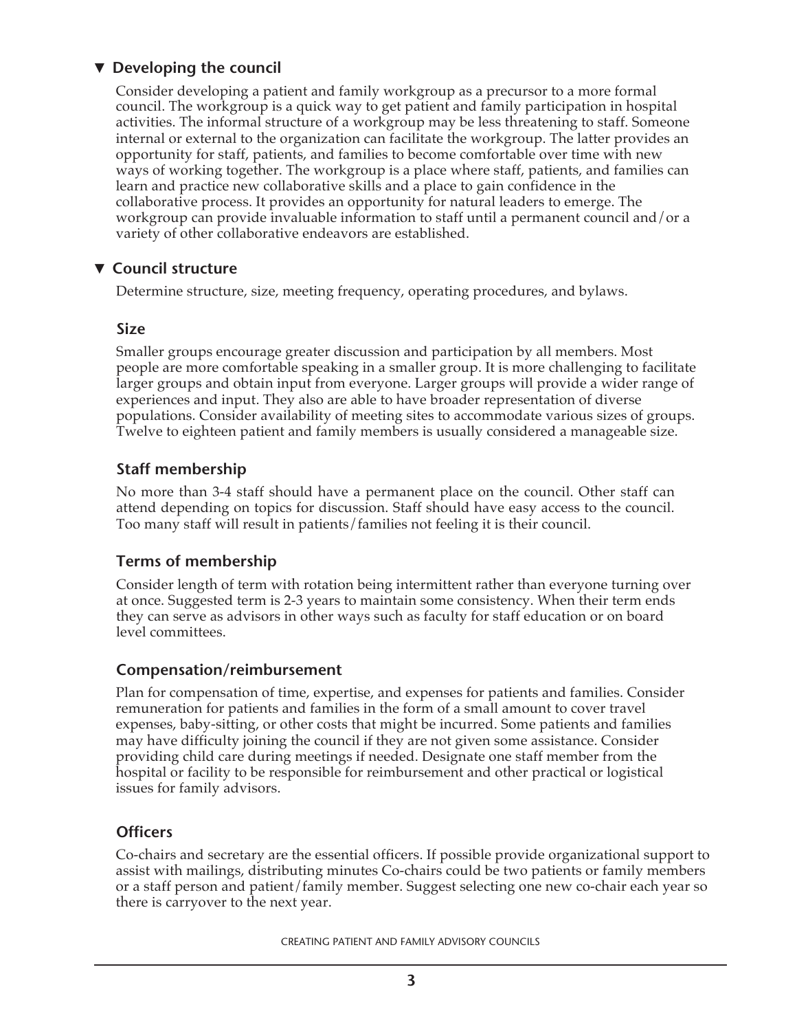## ▼ Developing the council

Consider developing a patient and family workgroup as a precursor to a more formal council. The workgroup is a quick way to get patient and family participation in hospital activities. The informal structure of a workgroup may be less threatening to staff. Someone internal or external to the organization can facilitate the workgroup. The latter provides an opportunity for staff, patients, and families to become comfortable over time with new ways of working together. The workgroup is a place where staff, patients, and families can learn and practice new collaborative skills and a place to gain confidence in the collaborative process. It provides an opportunity for natural leaders to emerge. The workgroup can provide invaluable information to staff until a permanent council and/or a variety of other collaborative endeavors are established.

## ▼ Council structure

Determine structure, size, meeting frequency, operating procedures, and bylaws.

### Size

Smaller groups encourage greater discussion and participation by all members. Most people are more comfortable speaking in a smaller group. It is more challenging to facilitate larger groups and obtain input from everyone. Larger groups will provide a wider range of experiences and input. They also are able to have broader representation of diverse populations. Consider availability of meeting sites to accommodate various sizes of groups. Twelve to eighteen patient and family members is usually considered a manageable size.

### Staff membership

No more than 3-4 staff should have a permanent place on the council. Other staff can attend depending on topics for discussion. Staff should have easy access to the council. Too many staff will result in patients/families not feeling it is their council.

### Terms of membership

Consider length of term with rotation being intermittent rather than everyone turning over at once. Suggested term is 2-3 years to maintain some consistency. When their term ends they can serve as advisors in other ways such as faculty for staff education or on board level committees.

### Compensation/reimbursement

Plan for compensation of time, expertise, and expenses for patients and families. Consider remuneration for patients and families in the form of a small amount to cover travel expenses, baby-sitting, or other costs that might be incurred. Some patients and families may have difficulty joining the council if they are not given some assistance. Consider providing child care during meetings if needed. Designate one staff member from the hospital or facility to be responsible for reimbursement and other practical or logistical issues for family advisors.

### Officers

Co-chairs and secretary are the essential officers. If possible provide organizational support to assist with mailings, distributing minutes Co-chairs could be two patients or family members or a staff person and patient/family member. Suggest selecting one new co-chair each year so there is carryover to the next year.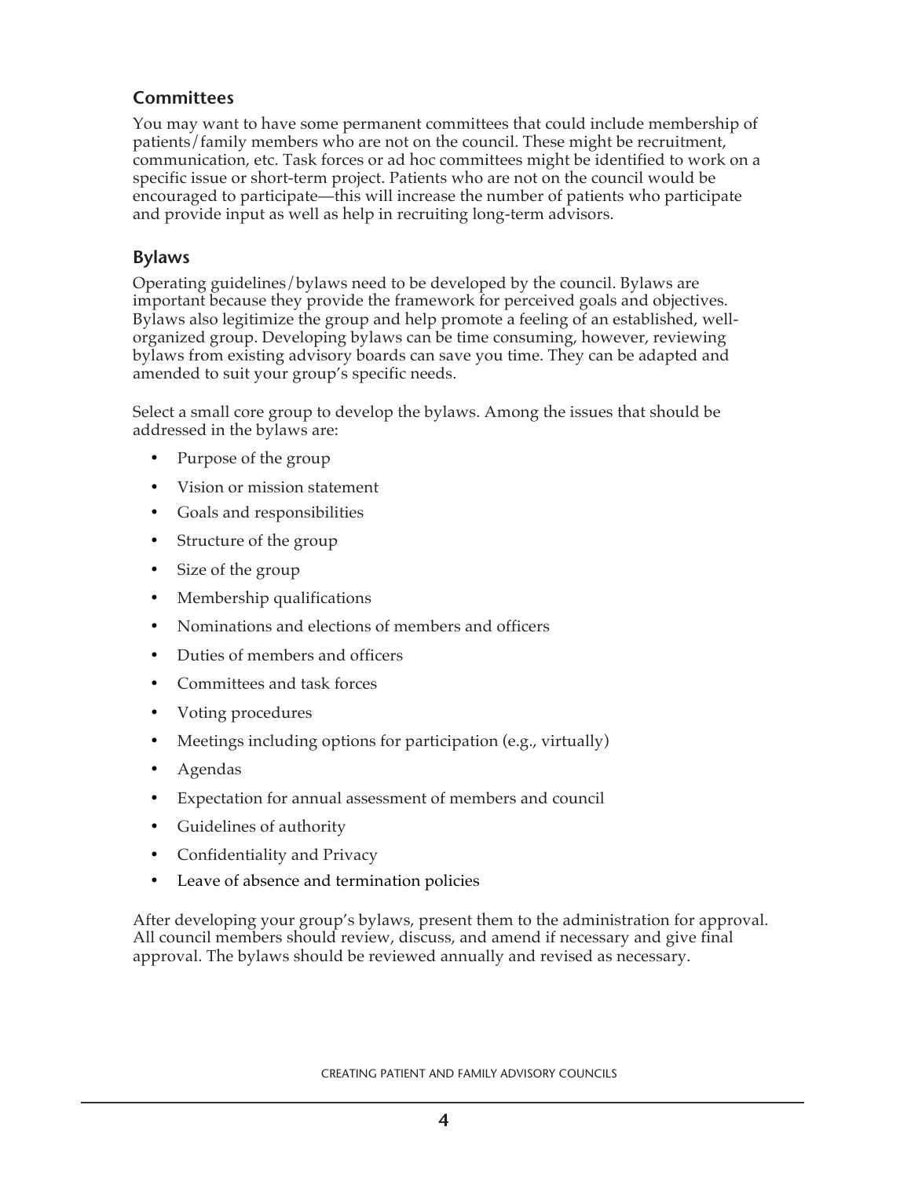## Committees

You may want to have some permanent committees that could include membership of patients/family members who are not on the council. These might be recruitment, communication, etc. Task forces or ad hoc committees might be identified to work on a specific issue or short-term project. Patients who are not on the council would be encouraged to participate—this will increase the number of patients who participate and provide input as well as help in recruiting long-term advisors.

## Bylaws

Operating guidelines/bylaws need to be developed by the council. Bylaws are important because they provide the framework for perceived goals and objectives. Bylaws also legitimize the group and help promote a feeling of an established, well-organized group. Developing bylaws can be time consuming, however, reviewing bylaws from existing advisory boards can save you time. They can be adapted and amended to suit your group's specific needs.

Select a small core group to develop the bylaws. Among the issues that should be addressed in the bylaws are:

- Purpose of the group
- Vision or mission statement
- Goals and responsibilities
- Structure of the group
- Size of the group
- Membership qualifications
- Nominations and elections of members and officers
- Duties of members and officers
- Committees and task forces
- Voting procedures
- Meetings including options for participation (e.g., virtually)
- Agendas
- Expectation for annual assessment of members and council
- Guidelines of authority
- Confidentiality and Privacy
- Leave of absence and termination policies

After developing your group's bylaws, present them to the administration for approval. All council members should review, discuss, and amend if necessary and give final approval. The bylaws should be reviewed annually and revised as necessary.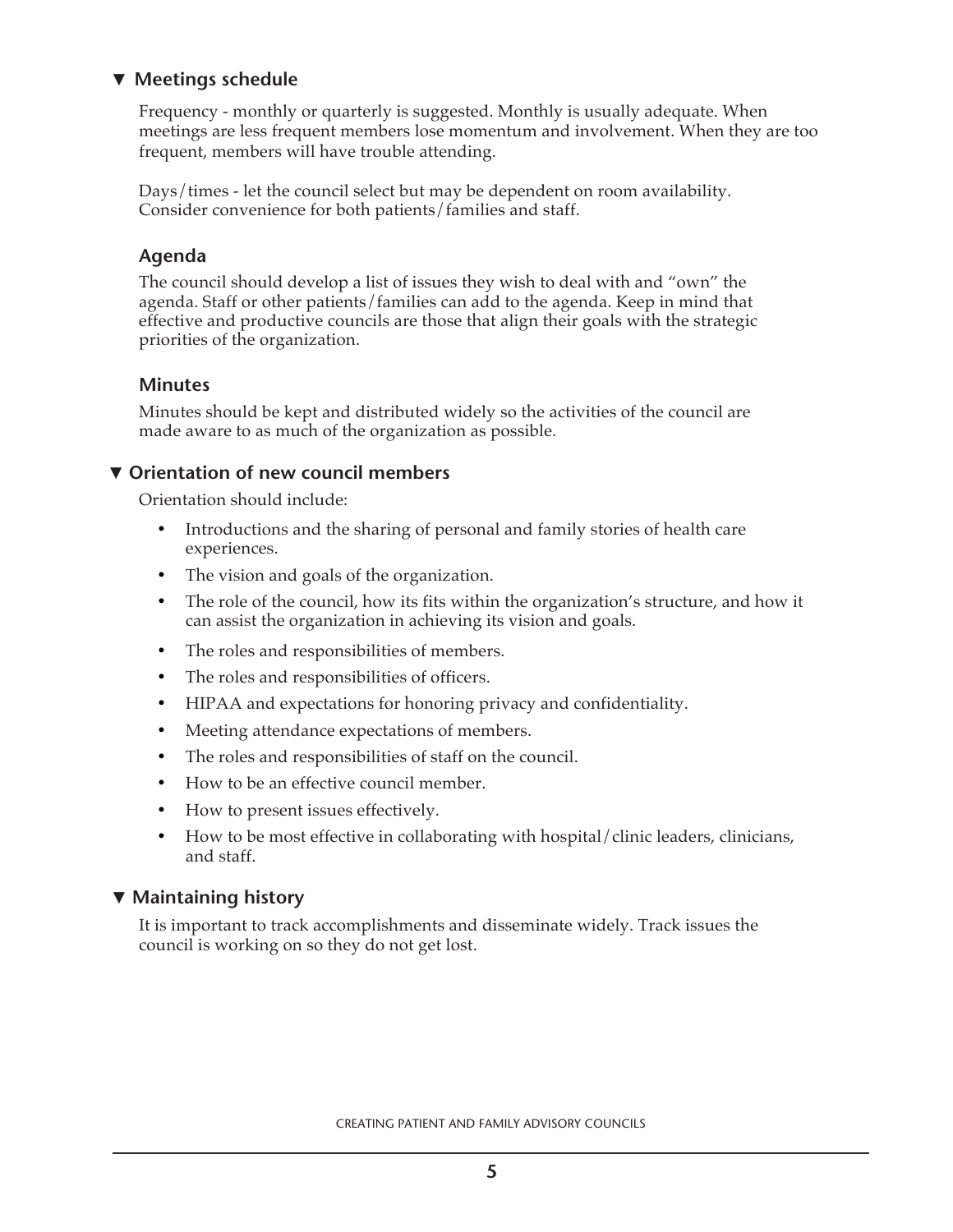### ▼ Meetings schedule

Frequency - monthly or quarterly is suggested. Monthly is usually adequate. When meetings are less frequent members lose momentum and involvement. When they are too frequent, members will have trouble attending.

Days/times - let the council select but may be dependent on room availability. Consider convenience for both patients/families and staff.

#### Agenda

The council should develop a list of issues they wish to deal with and "own" the agenda. Staff or other patients/families can add to the agenda. Keep in mind that effective and productive councils are those that align their goals with the strategic priorities of the organization.

#### Minutes

Minutes should be kept and distributed widely so the activities of the council are made aware to as much of the organization as possible.

### ▼ Orientation of new council members

Orientation should include:

- Introductions and the sharing of personal and family stories of health care experiences.
- The vision and goals of the organization.
- The role of the council, how its fits within the organization's structure, and how it can assist the organization in achieving its vision and goals.
- The roles and responsibilities of members.
- The roles and responsibilities of officers.
- HIPAA and expectations for honoring privacy and confidentiality.
- Meeting attendance expectations of members.
- The roles and responsibilities of staff on the council.
- How to be an effective council member.
- How to present issues effectively.
- How to be most effective in collaborating with hospital/clinic leaders, clinicians, and staff.

### ▼ Maintaining history

It is important to track accomplishments and disseminate widely. Track issues the council is working on so they do not get lost.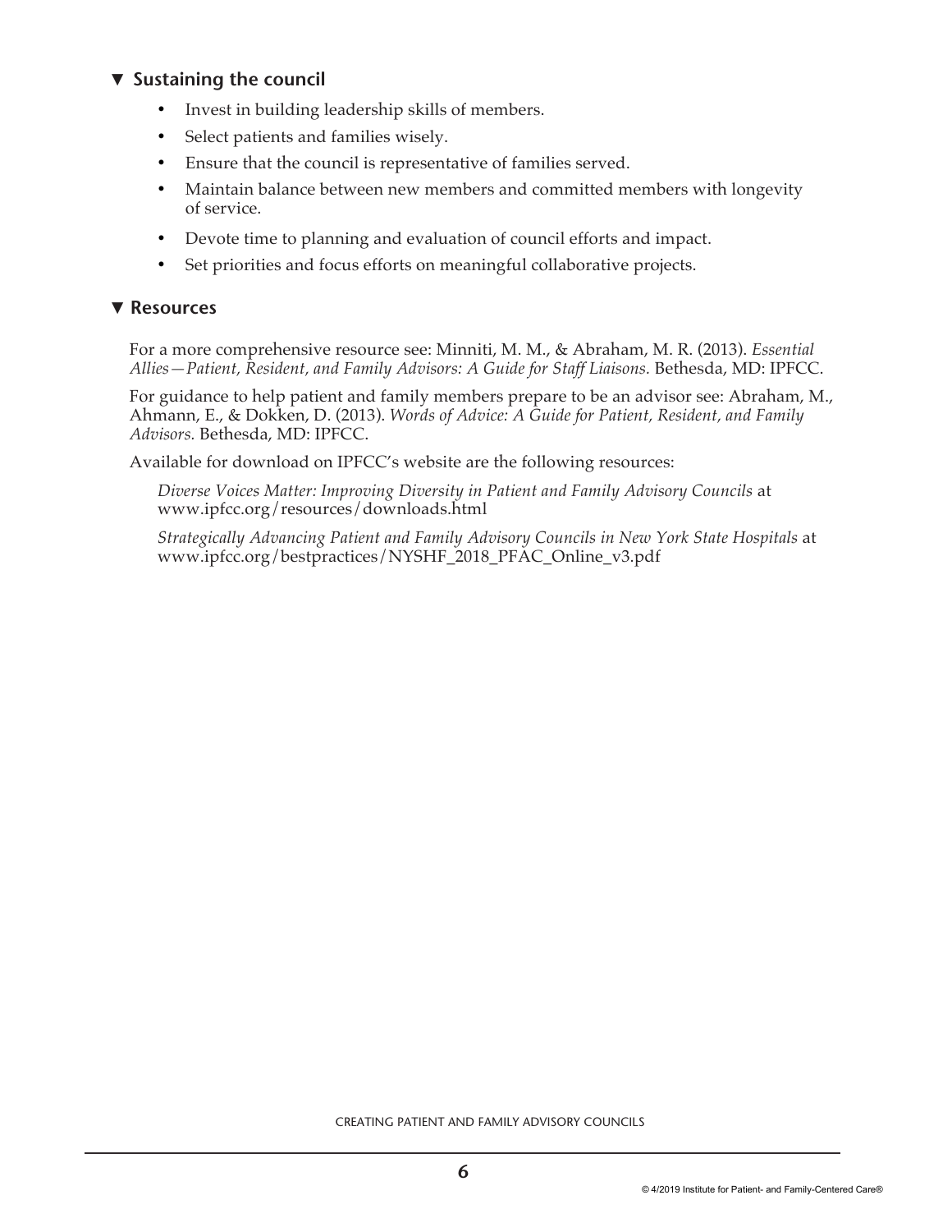## ▼ Sustaining the council

- Invest in building leadership skills of members.
- Select patients and families wisely.
- Ensure that the council is representative of families served.
- Maintain balance between new members and committed members with longevity of service.
- Devote time to planning and evaluation of council efforts and impact.
- Set priorities and focus efforts on meaningful collaborative projects.

## ▼ Resources

For a more comprehensive resource see: Minniti, M. M., & Abraham, M. R. (2013). *Essential Allies—Patient, Resident, and Family Advisors: A Guide for Staff Liaisons.* Bethesda, MD: IPFCC.

For guidance to help patient and family members prepare to be an advisor see: Abraham, M., Ahmann, E., & Dokken, D. (2013). *Words of Advice: A Guide for Patient, Resident, and Family Advisors.* Bethesda, MD: IPFCC.

Available for download on IPFCC's website are the following resources:

*Diverse Voices Matter: Improving Diversity in Patient and Family Advisory Councils* at www.ipfcc.org/resources/downloads.html

*Strategically Advancing Patient and Family Advisory Councils in New York State Hospitals* at www.ipfcc.org/bestpractices/NYSHF_2018_PFAC_Online_v3.pdf